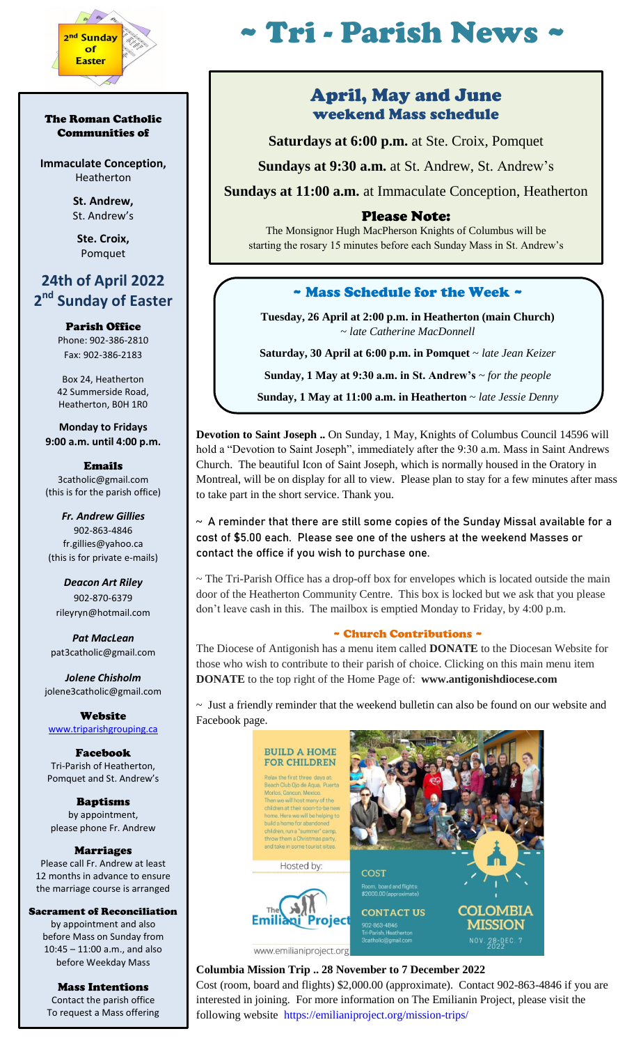2nd Sunday of Easter

# ~ Tri - Parish News ~

### The Roman Catholic Communities of

**Immaculate Conception,**
Heatherton

**St. Andrew,**
St. Andrew's

**Ste. Croix,**
Pomquet

## 24th of April 2022
## 2nd Sunday of Easter

**Parish Office**
Phone: 902-386-2810
Fax: 902-386-2183

Box 24, Heatherton
42 Summerside Road,
Heatherton, B0H 1R0

**Monday to Fridays**
**9:00 a.m. until 4:00 p.m.**

**Emails**
3catholic@gmail.com
(this is for the parish office)

***Fr. Andrew Gillies***
902-863-4846
fr.gillies@yahoo.ca
(this is for private e-mails)

***Deacon Art Riley***
902-870-6379
rileyryn@hotmail.com

***Pat MacLean***
pat3catholic@gmail.com

***Jolene Chisholm***
jolene3catholic@gmail.com

**Website**
www.triparishgrouping.ca

**Facebook**
Tri-Parish of Heatherton, Pomquet and St. Andrew's

**Baptisms**
by appointment,
please phone Fr. Andrew

**Marriages**
Please call Fr. Andrew at least 12 months in advance to ensure the marriage course is arranged

**Sacrament of Reconciliation**
by appointment and also before Mass on Sunday from 10:45 – 11:00 a.m., and also before Weekday Mass

**Mass Intentions**
Contact the parish office
To request a Mass offering

## April, May and June
### weekend Mass schedule

**Saturdays at 6:00 p.m.** at Ste. Croix, Pomquet

**Sundays at 9:30 a.m.** at St. Andrew, St. Andrew's

**Sundays at 11:00 a.m.** at Immaculate Conception, Heatherton

**Please Note:**
The Monsignor Hugh MacPherson Knights of Columbus will be starting the rosary 15 minutes before each Sunday Mass in St. Andrew's

### ~ Mass Schedule for the Week ~

**Tuesday, 26 April at 2:00 p.m. in Heatherton (main Church)** ~ *late Catherine MacDonnell*

**Saturday, 30 April at 6:00 p.m. in Pomquet** ~ *late Jean Keizer*

**Sunday, 1 May at 9:30 a.m. in St. Andrew's** ~ *for the people*

**Sunday, 1 May at 11:00 a.m. in Heatherton** ~ *late Jessie Denny*

**Devotion to Saint Joseph ..** On Sunday, 1 May, Knights of Columbus Council 14596 will hold a "Devotion to Saint Joseph", immediately after the 9:30 a.m. Mass in Saint Andrews Church. The beautiful Icon of Saint Joseph, which is normally housed in the Oratory in Montreal, will be on display for all to view. Please plan to stay for a few minutes after mass to take part in the short service. Thank you.

~ A reminder that there are still some copies of the Sunday Missal available for a cost of $5.00 each. Please see one of the ushers at the weekend Masses or contact the office if you wish to purchase one.

~ The Tri-Parish Office has a drop-off box for envelopes which is located outside the main door of the Heatherton Community Centre. This box is locked but we ask that you please don't leave cash in this. The mailbox is emptied Monday to Friday, by 4:00 p.m.

### ~ Church Contributions ~

The Diocese of Antigonish has a menu item called **DONATE** to the Diocesan Website for those who wish to contribute to their parish of choice. Clicking on this main menu item **DONATE** to the top right of the Home Page of: **www.antigonishdiocese.com**

~ Just a friendly reminder that the weekend bulletin can also be found on our website and Facebook page.

**BUILD A HOME FOR CHILDREN**

Relax the first three days at Beach Club Ojo de Agua, Puerto Morlos, Cancun, Mexico. Then we will host many of the children at their soon-to-be new home. Here we will be helping to build a home for abandoned children, run a "summer" camp, throw them a Christmas party, and take in some tourist sites.

Hosted by: The Emiliani Project

www.emilianiproject.org

COST
Room, board and flights $2000.00 (approximate)

CONTACT US
902-863-4846
Tri-Parish, Heatherton
3catholic@gmail.com

COLOMBIA MISSION
NOV. 28-DEC. 7 2022

**Columbia Mission Trip .. 28 November to 7 December 2022**
Cost (room, board and flights) $2,000.00 (approximate). Contact 902-863-4846 if you are interested in joining. For more information on The Emilianin Project, please visit the following website https://emilianiproject.org/mission-trips/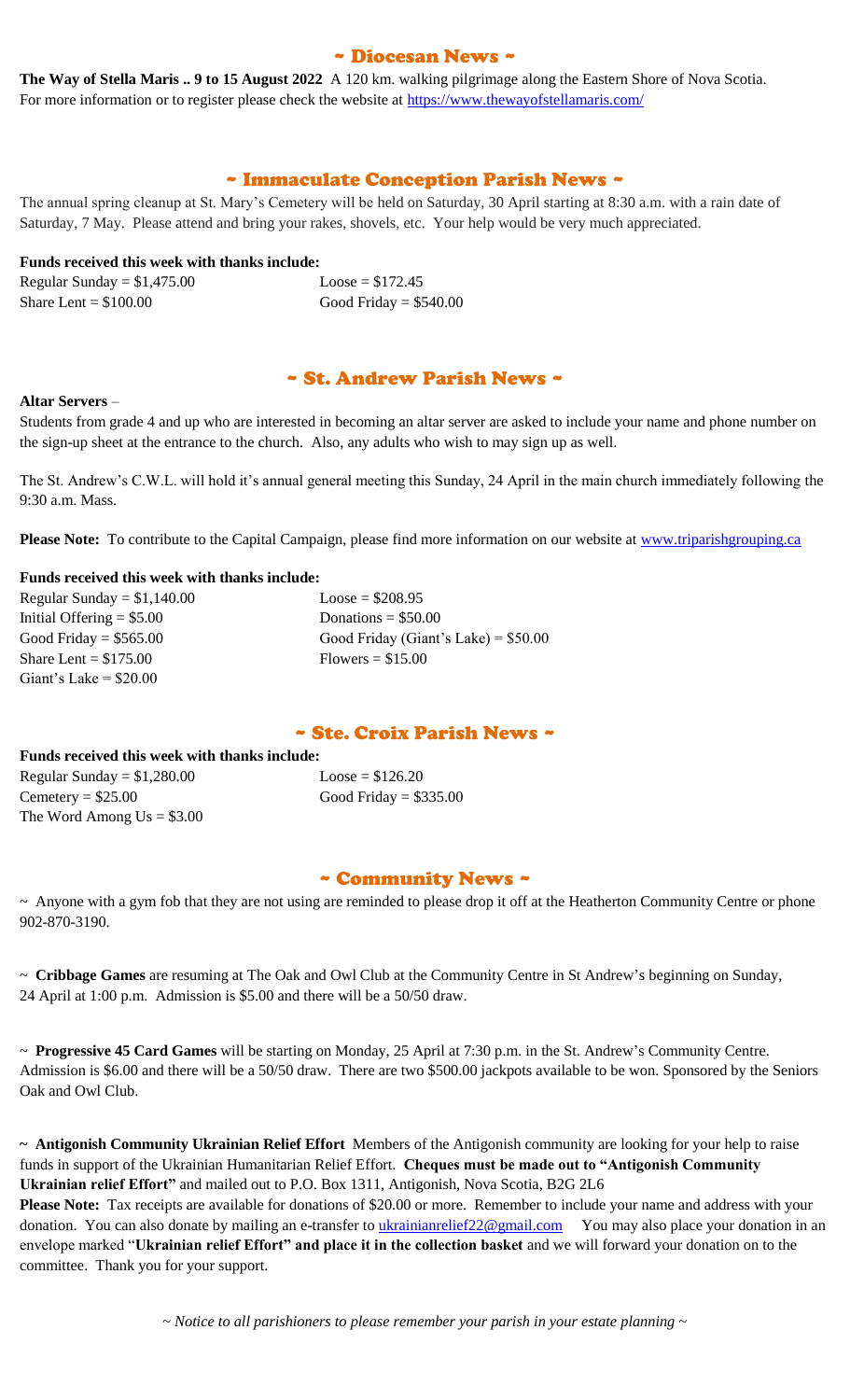## ~ Diocesan News ~

**The Way of Stella Maris .. 9 to 15 August 2022** A 120 km. walking pilgrimage along the Eastern Shore of Nova Scotia. For more information or to register please check the website at https://www.thewayofstellamaris.com/

## ~ Immaculate Conception Parish News ~

The annual spring cleanup at St. Mary's Cemetery will be held on Saturday, 30 April starting at 8:30 a.m. with a rain date of Saturday, 7 May. Please attend and bring your rakes, shovels, etc. Your help would be very much appreciated.

**Funds received this week with thanks include:**

| | |
|---|---|
| Regular Sunday = $1,475.00 | Loose = $172.45 |
| Share Lent = $100.00 | Good Friday = $540.00 |

## ~ St. Andrew Parish News ~

**Altar Servers** –

Students from grade 4 and up who are interested in becoming an altar server are asked to include your name and phone number on the sign-up sheet at the entrance to the church. Also, any adults who wish to may sign up as well.

The St. Andrew's C.W.L. will hold it's annual general meeting this Sunday, 24 April in the main church immediately following the 9:30 a.m. Mass.

**Please Note:** To contribute to the Capital Campaign, please find more information on our website at www.triparishgrouping.ca

**Funds received this week with thanks include:**

| | |
|---|---|
| Regular Sunday = $1,140.00 | Loose = $208.95 |
| Initial Offering = $5.00 | Donations = $50.00 |
| Good Friday = $565.00 | Good Friday (Giant's Lake) = $50.00 |
| Share Lent = $175.00 | Flowers = $15.00 |
| Giant's Lake = $20.00 | |

## ~ Ste. Croix Parish News ~

**Funds received this week with thanks include:**

| | |
|---|---|
| Regular Sunday = $1,280.00 | Loose = $126.20 |
| Cemetery = $25.00 | Good Friday = $335.00 |
| The Word Among Us = $3.00 | |

## ~ Community News ~

~ Anyone with a gym fob that they are not using are reminded to please drop it off at the Heatherton Community Centre or phone 902-870-3190.

~ **Cribbage Games** are resuming at The Oak and Owl Club at the Community Centre in St Andrew's beginning on Sunday, 24 April at 1:00 p.m. Admission is $5.00 and there will be a 50/50 draw.

~ **Progressive 45 Card Games** will be starting on Monday, 25 April at 7:30 p.m. in the St. Andrew's Community Centre. Admission is $6.00 and there will be a 50/50 draw. There are two $500.00 jackpots available to be won. Sponsored by the Seniors Oak and Owl Club.

**~ Antigonish Community Ukrainian Relief Effort** Members of the Antigonish community are looking for your help to raise funds in support of the Ukrainian Humanitarian Relief Effort. **Cheques must be made out to "Antigonish Community Ukrainian relief Effort"** and mailed out to P.O. Box 1311, Antigonish, Nova Scotia, B2G 2L6

**Please Note:** Tax receipts are available for donations of $20.00 or more. Remember to include your name and address with your donation. You can also donate by mailing an e-transfer to ukrainianrelief22@gmail.com You may also place your donation in an envelope marked "**Ukrainian relief Effort" and place it in the collection basket** and we will forward your donation on to the committee. Thank you for your support.

*~ Notice to all parishioners to please remember your parish in your estate planning ~*